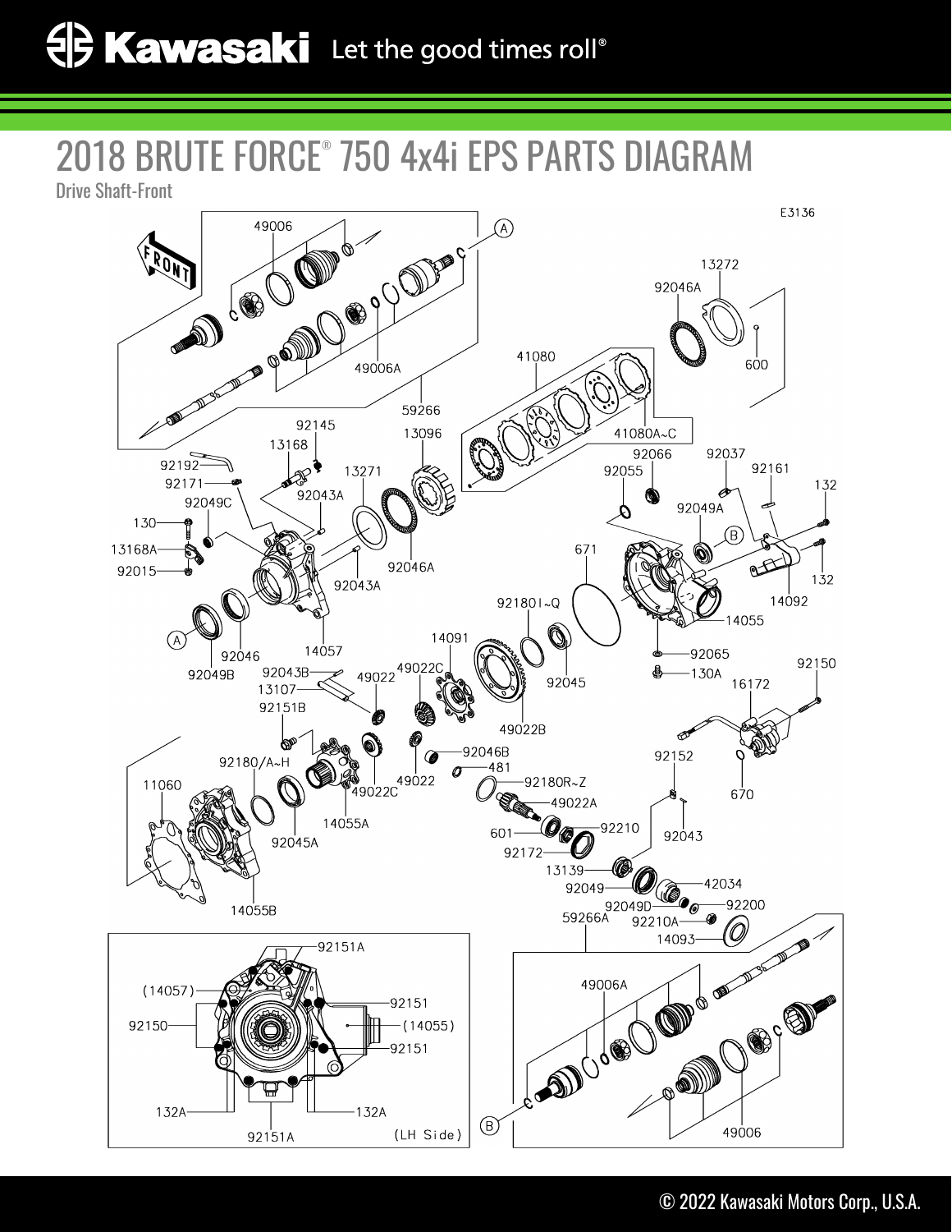Kawasaki Let the good times roll®

# 2018 BRUTE FORCE® 750 4x4i EPS PARTS DIAGRAM

Drive Shaft-Front

E3136

FRONT

49006, A, 13272, 92046A, 600, 49006A, 59266, 41080, 41080A~C, 92145, 13096, 13168, 92192, 92171, 13271, 92043A, 92049C, 130, 13168A, 92015, 92046A, 92043A, 92066, 92037, 92161, 132, 92055, 92049A, B, 671, 132, 14092, 14055, A, 92046, 92049B, 14057, 921801~Q, 14091, 92065, 130A, 92043B, 13107, 49022, 49022C, 92045, 49022B, 92150, 16172, 92151B, 92046B, 481, 92180/A~H, 49022C, 49022, 92180R~Z, 11060, 92152, 670, 49022A, 92045A, 14055A, 601, 92210, 92043, 92172, 13139, 42034, 92049, 92049D, 92200, 14055B, 59266A, 92210A, 14093

92151A, (14057), 92151, 92150, (14055), 92151, 132A, 132A, 92151A, (LH Side)

49006A, B, 49006

© 2022 Kawasaki Motors Corp., U.S.A.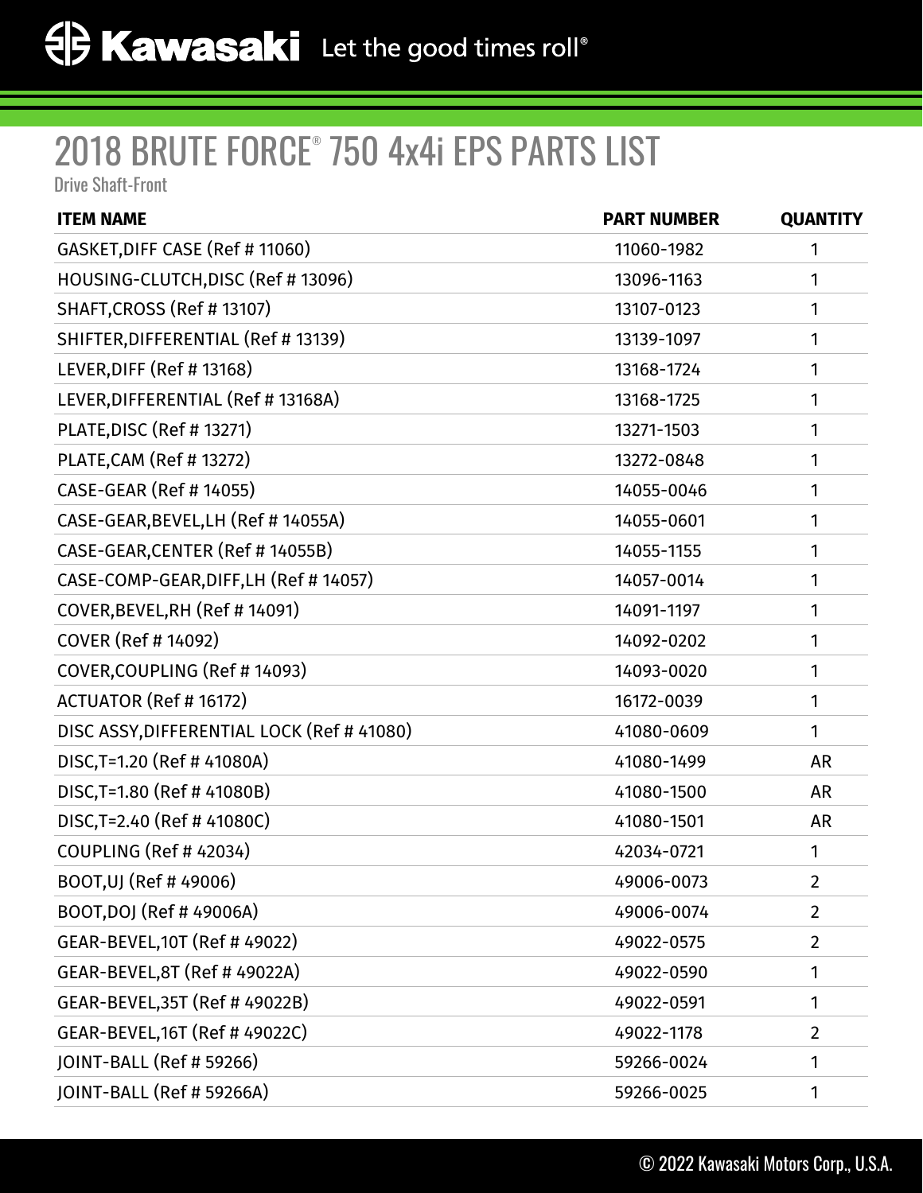# 2018 BRUTE FORCE® 750 4x4i EPS PARTS LIST

Drive Shaft-Front

| ITEM NAME | PART NUMBER | QUANTITY |
|---|---|---|
| GASKET,DIFF CASE (Ref # 11060) | 11060-1982 | 1 |
| HOUSING-CLUTCH,DISC (Ref # 13096) | 13096-1163 | 1 |
| SHAFT,CROSS (Ref # 13107) | 13107-0123 | 1 |
| SHIFTER,DIFFERENTIAL (Ref # 13139) | 13139-1097 | 1 |
| LEVER,DIFF (Ref # 13168) | 13168-1724 | 1 |
| LEVER,DIFFERENTIAL (Ref # 13168A) | 13168-1725 | 1 |
| PLATE,DISC (Ref # 13271) | 13271-1503 | 1 |
| PLATE,CAM (Ref # 13272) | 13272-0848 | 1 |
| CASE-GEAR (Ref # 14055) | 14055-0046 | 1 |
| CASE-GEAR,BEVEL,LH (Ref # 14055A) | 14055-0601 | 1 |
| CASE-GEAR,CENTER (Ref # 14055B) | 14055-1155 | 1 |
| CASE-COMP-GEAR,DIFF,LH (Ref # 14057) | 14057-0014 | 1 |
| COVER,BEVEL,RH (Ref # 14091) | 14091-1197 | 1 |
| COVER (Ref # 14092) | 14092-0202 | 1 |
| COVER,COUPLING (Ref # 14093) | 14093-0020 | 1 |
| ACTUATOR (Ref # 16172) | 16172-0039 | 1 |
| DISC ASSY,DIFFERENTIAL LOCK (Ref # 41080) | 41080-0609 | 1 |
| DISC,T=1.20 (Ref # 41080A) | 41080-1499 | AR |
| DISC,T=1.80 (Ref # 41080B) | 41080-1500 | AR |
| DISC,T=2.40 (Ref # 41080C) | 41080-1501 | AR |
| COUPLING (Ref # 42034) | 42034-0721 | 1 |
| BOOT,UJ (Ref # 49006) | 49006-0073 | 2 |
| BOOT,DOJ (Ref # 49006A) | 49006-0074 | 2 |
| GEAR-BEVEL,10T (Ref # 49022) | 49022-0575 | 2 |
| GEAR-BEVEL,8T (Ref # 49022A) | 49022-0590 | 1 |
| GEAR-BEVEL,35T (Ref # 49022B) | 49022-0591 | 1 |
| GEAR-BEVEL,16T (Ref # 49022C) | 49022-1178 | 2 |
| JOINT-BALL (Ref # 59266) | 59266-0024 | 1 |
| JOINT-BALL (Ref # 59266A) | 59266-0025 | 1 |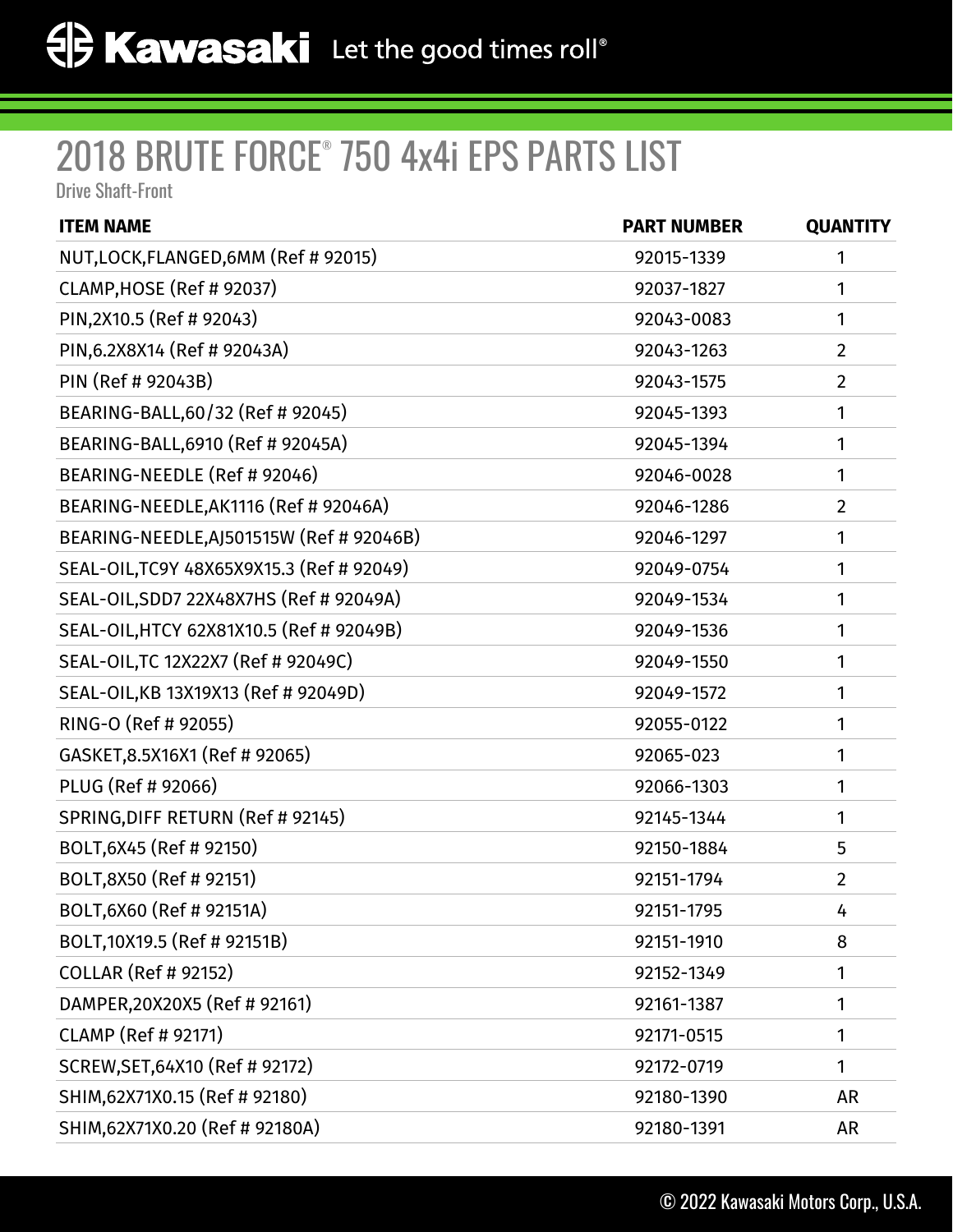# 2018 BRUTE FORCE® 750 4x4i EPS PARTS LIST

Drive Shaft-Front

| ITEM NAME | PART NUMBER | QUANTITY |
| --- | --- | --- |
| NUT,LOCK,FLANGED,6MM (Ref # 92015) | 92015-1339 | 1 |
| CLAMP,HOSE (Ref # 92037) | 92037-1827 | 1 |
| PIN,2X10.5 (Ref # 92043) | 92043-0083 | 1 |
| PIN,6.2X8X14 (Ref # 92043A) | 92043-1263 | 2 |
| PIN (Ref # 92043B) | 92043-1575 | 2 |
| BEARING-BALL,60/32 (Ref # 92045) | 92045-1393 | 1 |
| BEARING-BALL,6910 (Ref # 92045A) | 92045-1394 | 1 |
| BEARING-NEEDLE (Ref # 92046) | 92046-0028 | 1 |
| BEARING-NEEDLE,AK1116 (Ref # 92046A) | 92046-1286 | 2 |
| BEARING-NEEDLE,AJ501515W (Ref # 92046B) | 92046-1297 | 1 |
| SEAL-OIL,TC9Y 48X65X9X15.3 (Ref # 92049) | 92049-0754 | 1 |
| SEAL-OIL,SDD7 22X48X7HS (Ref # 92049A) | 92049-1534 | 1 |
| SEAL-OIL,HTCY 62X81X10.5 (Ref # 92049B) | 92049-1536 | 1 |
| SEAL-OIL,TC 12X22X7 (Ref # 92049C) | 92049-1550 | 1 |
| SEAL-OIL,KB 13X19X13 (Ref # 92049D) | 92049-1572 | 1 |
| RING-O (Ref # 92055) | 92055-0122 | 1 |
| GASKET,8.5X16X1 (Ref # 92065) | 92065-023 | 1 |
| PLUG (Ref # 92066) | 92066-1303 | 1 |
| SPRING,DIFF RETURN (Ref # 92145) | 92145-1344 | 1 |
| BOLT,6X45 (Ref # 92150) | 92150-1884 | 5 |
| BOLT,8X50 (Ref # 92151) | 92151-1794 | 2 |
| BOLT,6X60 (Ref # 92151A) | 92151-1795 | 4 |
| BOLT,10X19.5 (Ref # 92151B) | 92151-1910 | 8 |
| COLLAR (Ref # 92152) | 92152-1349 | 1 |
| DAMPER,20X20X5 (Ref # 92161) | 92161-1387 | 1 |
| CLAMP (Ref # 92171) | 92171-0515 | 1 |
| SCREW,SET,64X10 (Ref # 92172) | 92172-0719 | 1 |
| SHIM,62X71X0.15 (Ref # 92180) | 92180-1390 | AR |
| SHIM,62X71X0.20 (Ref # 92180A) | 92180-1391 | AR |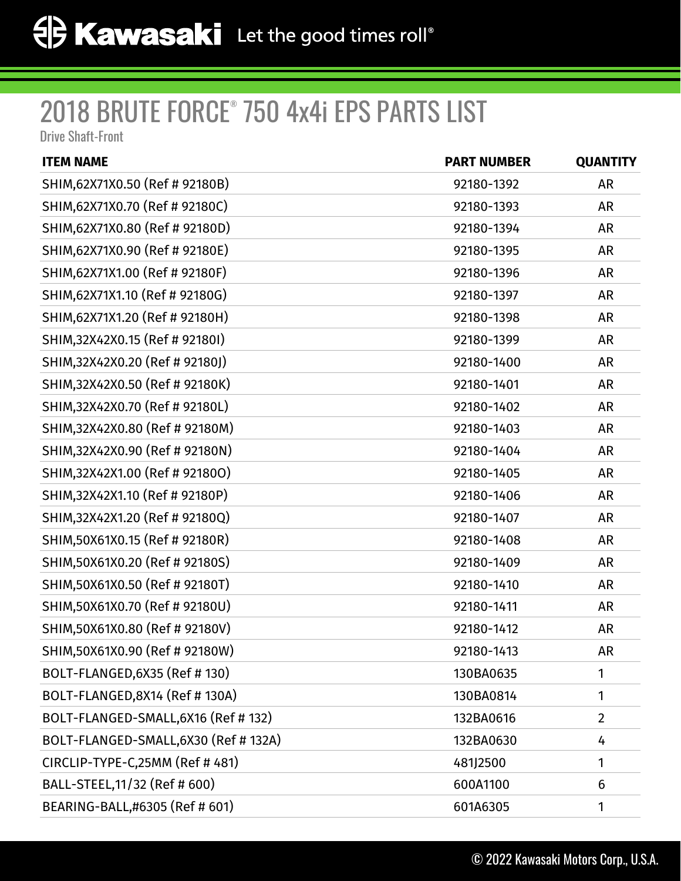# 2018 BRUTE FORCE® 750 4x4i EPS PARTS LIST

Drive Shaft-Front

| ITEM NAME | PART NUMBER | QUANTITY |
|---|---|---|
| SHIM,62X71X0.50 (Ref # 92180B) | 92180-1392 | AR |
| SHIM,62X71X0.70 (Ref # 92180C) | 92180-1393 | AR |
| SHIM,62X71X0.80 (Ref # 92180D) | 92180-1394 | AR |
| SHIM,62X71X0.90 (Ref # 92180E) | 92180-1395 | AR |
| SHIM,62X71X1.00 (Ref # 92180F) | 92180-1396 | AR |
| SHIM,62X71X1.10 (Ref # 92180G) | 92180-1397 | AR |
| SHIM,62X71X1.20 (Ref # 92180H) | 92180-1398 | AR |
| SHIM,32X42X0.15 (Ref # 92180I) | 92180-1399 | AR |
| SHIM,32X42X0.20 (Ref # 92180J) | 92180-1400 | AR |
| SHIM,32X42X0.50 (Ref # 92180K) | 92180-1401 | AR |
| SHIM,32X42X0.70 (Ref # 92180L) | 92180-1402 | AR |
| SHIM,32X42X0.80 (Ref # 92180M) | 92180-1403 | AR |
| SHIM,32X42X0.90 (Ref # 92180N) | 92180-1404 | AR |
| SHIM,32X42X1.00 (Ref # 92180O) | 92180-1405 | AR |
| SHIM,32X42X1.10 (Ref # 92180P) | 92180-1406 | AR |
| SHIM,32X42X1.20 (Ref # 92180Q) | 92180-1407 | AR |
| SHIM,50X61X0.15 (Ref # 92180R) | 92180-1408 | AR |
| SHIM,50X61X0.20 (Ref # 92180S) | 92180-1409 | AR |
| SHIM,50X61X0.50 (Ref # 92180T) | 92180-1410 | AR |
| SHIM,50X61X0.70 (Ref # 92180U) | 92180-1411 | AR |
| SHIM,50X61X0.80 (Ref # 92180V) | 92180-1412 | AR |
| SHIM,50X61X0.90 (Ref # 92180W) | 92180-1413 | AR |
| BOLT-FLANGED,6X35 (Ref # 130) | 130BA0635 | 1 |
| BOLT-FLANGED,8X14 (Ref # 130A) | 130BA0814 | 1 |
| BOLT-FLANGED-SMALL,6X16 (Ref # 132) | 132BA0616 | 2 |
| BOLT-FLANGED-SMALL,6X30 (Ref # 132A) | 132BA0630 | 4 |
| CIRCLIP-TYPE-C,25MM (Ref # 481) | 481J2500 | 1 |
| BALL-STEEL,11/32 (Ref # 600) | 600A1100 | 6 |
| BEARING-BALL,#6305 (Ref # 601) | 601A6305 | 1 |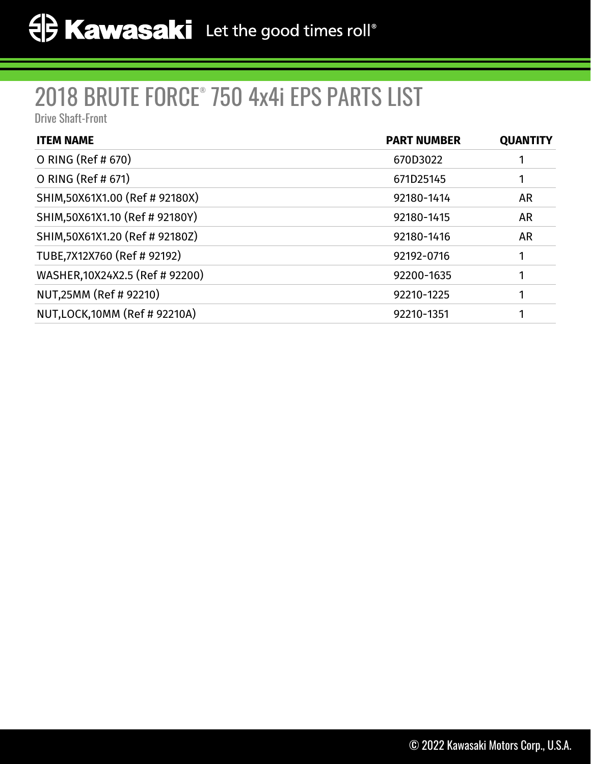# 2018 BRUTE FORCE® 750 4x4i EPS PARTS LIST

Drive Shaft-Front

| ITEM NAME | PART NUMBER | QUANTITY |
| --- | --- | --- |
| O RING (Ref # 670) | 670D3022 | 1 |
| O RING (Ref # 671) | 671D25145 | 1 |
| SHIM,50X61X1.00 (Ref # 92180X) | 92180-1414 | AR |
| SHIM,50X61X1.10 (Ref # 92180Y) | 92180-1415 | AR |
| SHIM,50X61X1.20 (Ref # 92180Z) | 92180-1416 | AR |
| TUBE,7X12X760 (Ref # 92192) | 92192-0716 | 1 |
| WASHER,10X24X2.5 (Ref # 92200) | 92200-1635 | 1 |
| NUT,25MM (Ref # 92210) | 92210-1225 | 1 |
| NUT,LOCK,10MM (Ref # 92210A) | 92210-1351 | 1 |